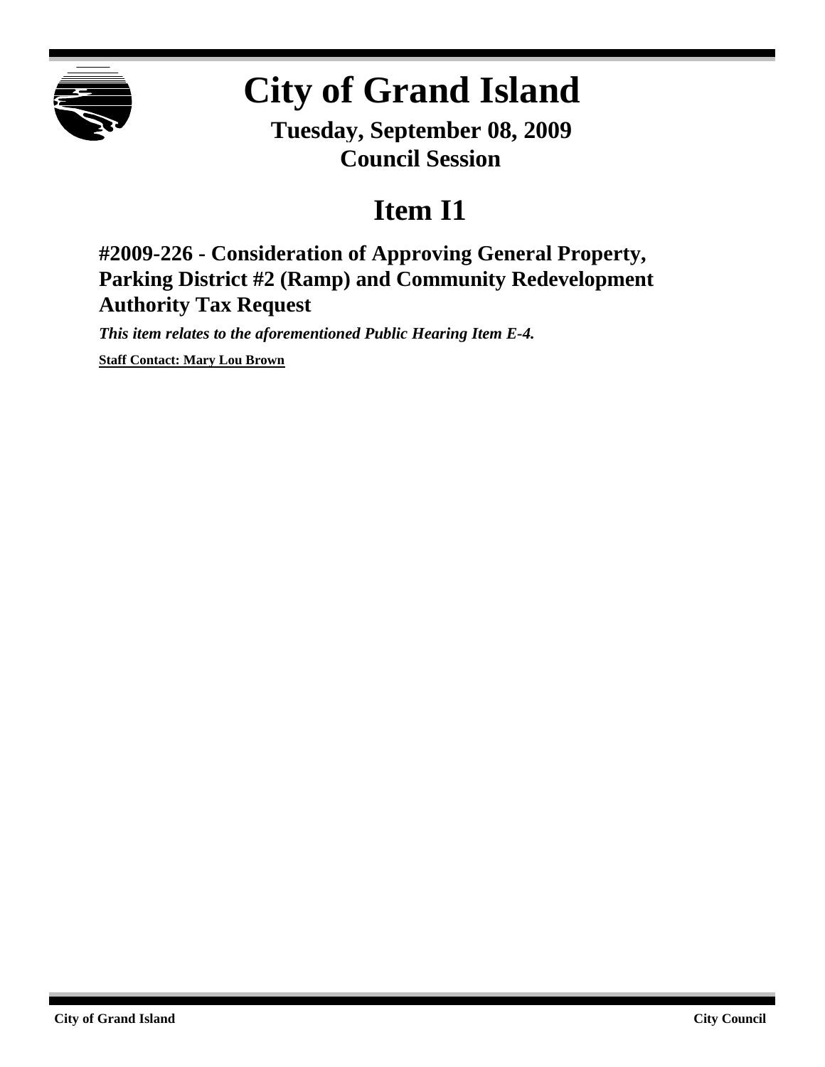# City of Grand Island

**Tuesday, September 08, 2009**
**Council Session**

## Item I1

### #2009-226 - Consideration of Approving General Property, Parking District #2 (Ramp) and Community Redevelopment Authority Tax Request

***This item relates to the aforementioned Public Hearing Item E-4.***

**Staff Contact: Mary Lou Brown**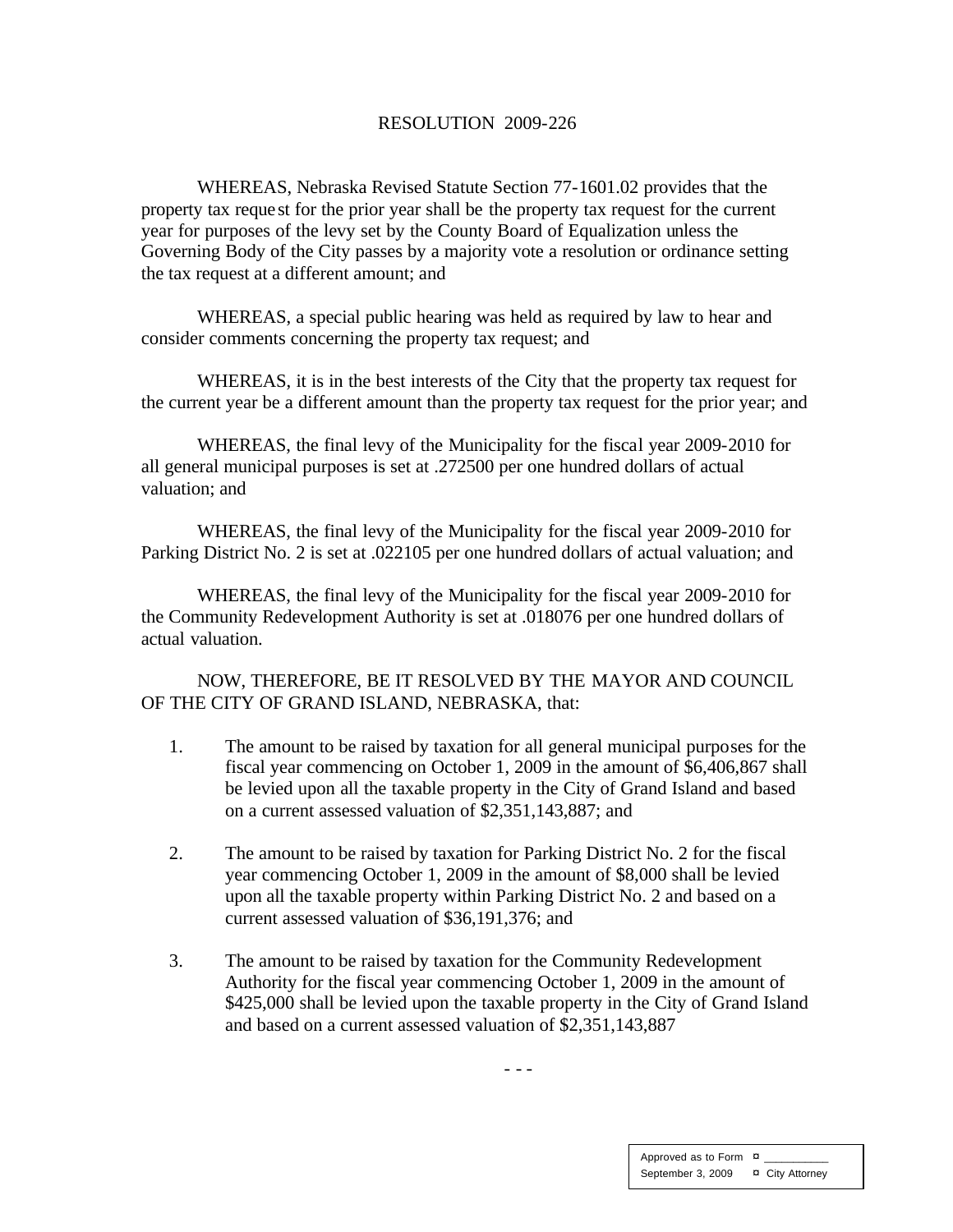# RESOLUTION 2009-226

WHEREAS, Nebraska Revised Statute Section 77-1601.02 provides that the property tax request for the prior year shall be the property tax request for the current year for purposes of the levy set by the County Board of Equalization unless the Governing Body of the City passes by a majority vote a resolution or ordinance setting the tax request at a different amount; and

WHEREAS, a special public hearing was held as required by law to hear and consider comments concerning the property tax request; and

WHEREAS, it is in the best interests of the City that the property tax request for the current year be a different amount than the property tax request for the prior year; and

WHEREAS, the final levy of the Municipality for the fiscal year 2009-2010 for all general municipal purposes is set at .272500 per one hundred dollars of actual valuation; and

WHEREAS, the final levy of the Municipality for the fiscal year 2009-2010 for Parking District No. 2 is set at .022105 per one hundred dollars of actual valuation; and

WHEREAS, the final levy of the Municipality for the fiscal year 2009-2010 for the Community Redevelopment Authority is set at .018076 per one hundred dollars of actual valuation.

NOW, THEREFORE, BE IT RESOLVED BY THE MAYOR AND COUNCIL OF THE CITY OF GRAND ISLAND, NEBRASKA, that:

1. The amount to be raised by taxation for all general municipal purposes for the fiscal year commencing on October 1, 2009 in the amount of $6,406,867 shall be levied upon all the taxable property in the City of Grand Island and based on a current assessed valuation of $2,351,143,887; and

2. The amount to be raised by taxation for Parking District No. 2 for the fiscal year commencing October 1, 2009 in the amount of $8,000 shall be levied upon all the taxable property within Parking District No. 2 and based on a current assessed valuation of $36,191,376; and

3. The amount to be raised by taxation for the Community Redevelopment Authority for the fiscal year commencing October 1, 2009 in the amount of $425,000 shall be levied upon the taxable property in the City of Grand Island and based on a current assessed valuation of $2,351,143,887

- - -

| Approved as to Form ¤ ___________ |
| --- |
| September 3, 2009 ¤ City Attorney |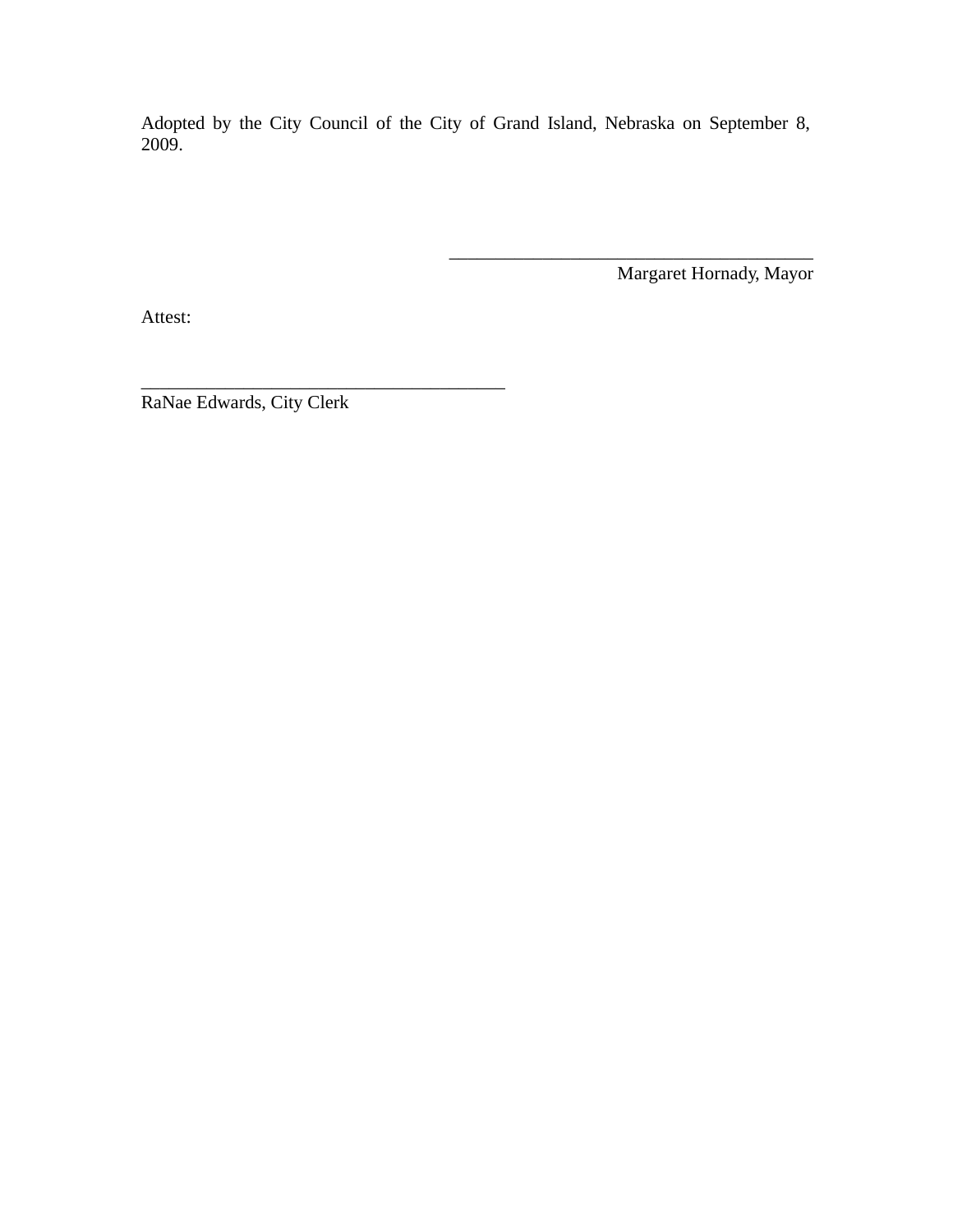Adopted by the City Council of the City of Grand Island, Nebraska on September 8, 2009.

\_\_\_\_\_\_\_\_\_\_\_\_\_\_\_\_\_\_\_\_\_\_\_\_\_\_\_\_\_\_\_\_\_\_\_\_\_\_\_\_\_\_\_

Margaret Hornady, Mayor

Attest:

\_\_\_\_\_\_\_\_\_\_\_\_\_\_\_\_\_\_\_\_\_\_\_\_\_\_\_\_\_\_\_\_\_\_\_\_\_\_\_\_\_\_\_

RaNae Edwards, City Clerk